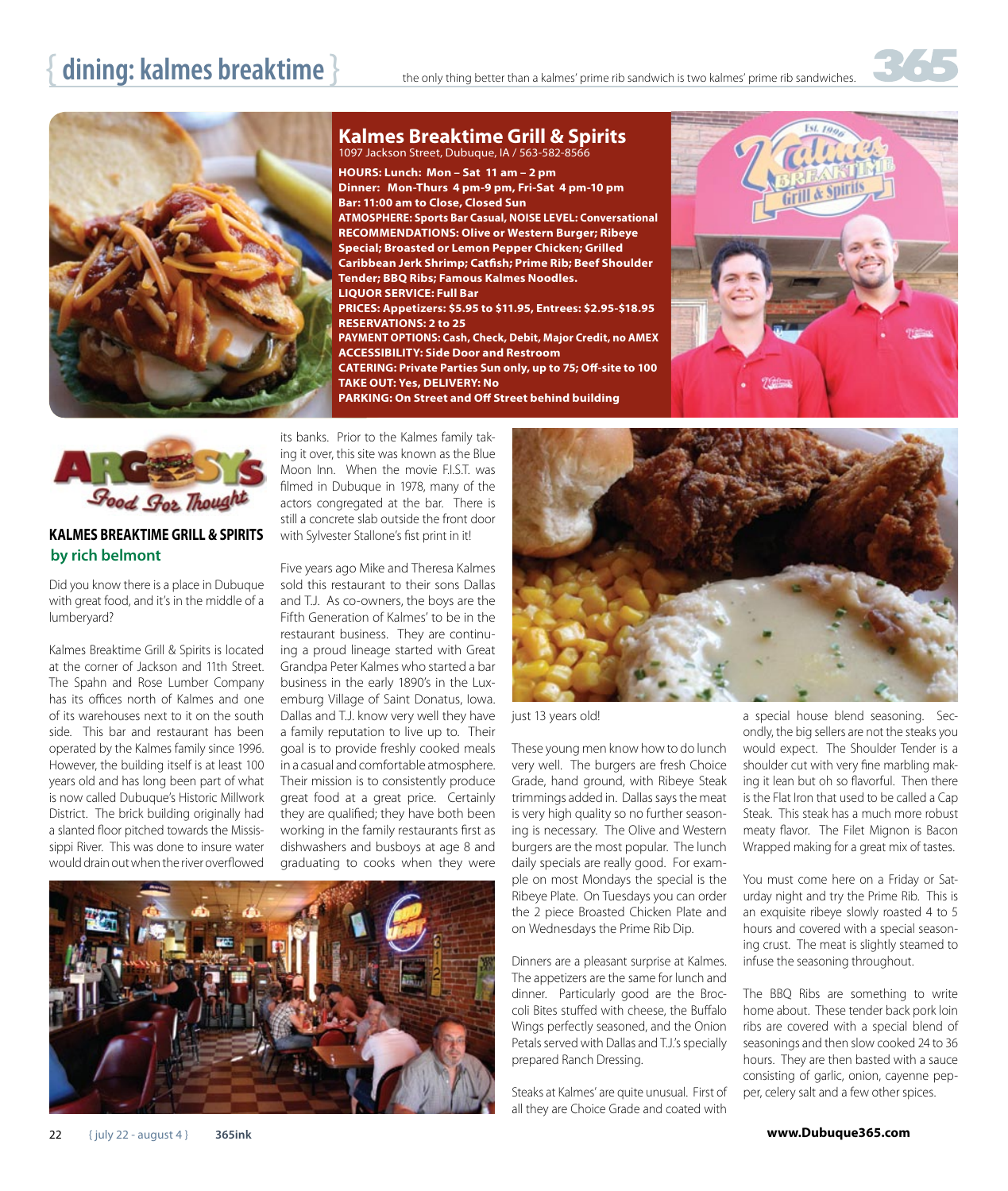# { dining: kalmes breaktime }

the only thing better than a kalmes' prime rib sandwich is two kalmes' prime rib sandwiches.

## Kalmes Breaktime Grill & Spirits

1097 Jackson Street, Dubuque, IA / 563-582-8566

**HOURS: Lunch: Mon – Sat 11 am – 2 pm**
**Dinner: Mon-Thurs 4 pm-9 pm, Fri-Sat 4 pm-10 pm**
**Bar: 11:00 am to Close, Closed Sun**
**ATMOSPHERE: Sports Bar Casual, NOISE LEVEL: Conversational**
**RECOMMENDATIONS: Olive or Western Burger; Ribeye Special; Broasted or Lemon Pepper Chicken; Grilled Caribbean Jerk Shrimp; Catfish; Prime Rib; Beef Shoulder Tender; BBQ Ribs; Famous Kalmes Noodles.**
**LIQUOR SERVICE: Full Bar**
**PRICES: Appetizers: $5.95 to $11.95, Entrees: $2.95-$18.95**
**RESERVATIONS: 2 to 25**
**PAYMENT OPTIONS: Cash, Check, Debit, Major Credit, no AMEX**
**ACCESSIBILITY: Side Door and Restroom**
**CATERING: Private Parties Sun only, up to 75; Off-site to 100**
**TAKE OUT: Yes, DELIVERY: No**
**PARKING: On Street and Off Street behind building**

Argosy's Food For Thought

### KALMES BREAKTIME GRILL & SPIRITS

**by rich belmont**

Did you know there is a place in Dubuque with great food, and it's in the middle of a lumberyard?

Kalmes Breaktime Grill & Spirits is located at the corner of Jackson and 11th Street. The Spahn and Rose Lumber Company has its offices north of Kalmes and one of its warehouses next to it on the south side. This bar and restaurant has been operated by the Kalmes family since 1996. However, the building itself is at least 100 years old and has long been part of what is now called Dubuque's Historic Millwork District. The brick building originally had a slanted floor pitched towards the Mississippi River. This was done to insure water would drain out when the river overflowed its banks. Prior to the Kalmes family taking it over, this site was known as the Blue Moon Inn. When the movie F.I.S.T. was filmed in Dubuque in 1978, many of the actors congregated at the bar. There is still a concrete slab outside the front door with Sylvester Stallone's fist print in it!

Five years ago Mike and Theresa Kalmes sold this restaurant to their sons Dallas and T.J. As co-owners, the boys are the Fifth Generation of Kalmes' to be in the restaurant business. They are continuing a proud lineage started with Great Grandpa Peter Kalmes who started a bar business in the early 1890's in the Luxemburg Village of Saint Donatus, Iowa. Dallas and T.J. know very well they have a family reputation to live up to. Their goal is to provide freshly cooked meals in a casual and comfortable atmosphere. Their mission is to consistently produce great food at a great price. Certainly they are qualified; they have both been working in the family restaurants first as dishwashers and busboys at age 8 and graduating to cooks when they were just 13 years old!

These young men know how to do lunch very well. The burgers are fresh Choice Grade, hand ground, with Ribeye Steak trimmings added in. Dallas says the meat is very high quality so no further seasoning is necessary. The Olive and Western burgers are the most popular. The lunch daily specials are really good. For example on most Mondays the special is the Ribeye Plate. On Tuesdays you can order the 2 piece Broasted Chicken Plate and on Wednesdays the Prime Rib Dip.

Dinners are a pleasant surprise at Kalmes. The appetizers are the same for lunch and dinner. Particularly good are the Broccoli Bites stuffed with cheese, the Buffalo Wings perfectly seasoned, and the Onion Petals served with Dallas and T.J.'s specially prepared Ranch Dressing.

Steaks at Kalmes' are quite unusual. First of all they are Choice Grade and coated with a special house blend seasoning. Secondly, the big sellers are not the steaks you would expect. The Shoulder Tender is a shoulder cut with very fine marbling making it lean but oh so flavorful. Then there is the Flat Iron that used to be called a Cap Steak. This steak has a much more robust meaty flavor. The Filet Mignon is Bacon Wrapped making for a great mix of tastes.

You must come here on a Friday or Saturday night and try the Prime Rib. This is an exquisite ribeye slowly roasted 4 to 5 hours and covered with a special seasoning crust. The meat is slightly steamed to infuse the seasoning throughout.

The BBQ Ribs are something to write home about. These tender back pork loin ribs are covered with a special blend of seasonings and then slow cooked 24 to 36 hours. They are then basted with a sauce consisting of garlic, onion, cayenne pepper, celery salt and a few other spices.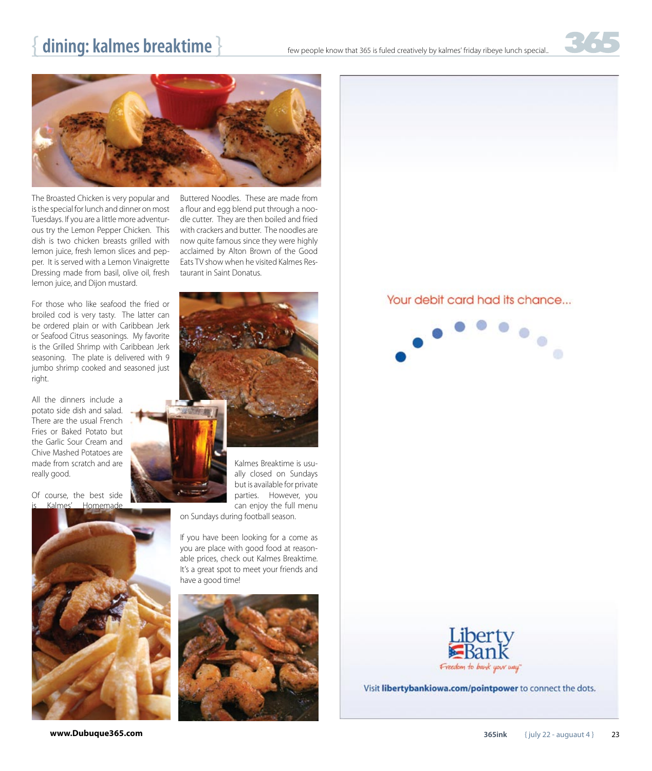# dining: kalmes breaktime

few people know that 365 is fuled creatively by kalmes' friday ribeye lunch special..

The Broasted Chicken is very popular and is the special for lunch and dinner on most Tuesdays. If you are a little more adventurous try the Lemon Pepper Chicken. This dish is two chicken breasts grilled with lemon juice, fresh lemon slices and pepper. It is served with a Lemon Vinaigrette Dressing made from basil, olive oil, fresh lemon juice, and Dijon mustard.

For those who like seafood the fried or broiled cod is very tasty. The latter can be ordered plain or with Caribbean Jerk or Seafood Citrus seasonings. My favorite is the Grilled Shrimp with Caribbean Jerk seasoning. The plate is delivered with 9 jumbo shrimp cooked and seasoned just right.

All the dinners include a potato side dish and salad. There are the usual French Fries or Baked Potato but the Garlic Sour Cream and Chive Mashed Potatoes are made from scratch and are really good.

Of course, the best side is Kalmes' Homemade Buttered Noodles. These are made from a flour and egg blend put through a noodle cutter. They are then boiled and fried with crackers and butter. The noodles are now quite famous since they were highly acclaimed by Alton Brown of the Good Eats TV show when he visited Kalmes Restaurant in Saint Donatus.

Kalmes Breaktime is usually closed on Sundays but is available for private parties. However, you can enjoy the full menu on Sundays during football season.

If you have been looking for a come as you are place with good food at reasonable prices, check out Kalmes Breaktime. It's a great spot to meet your friends and have a good time!

Your debit card had its chance...

Liberty Bank

Freedom to bank your way

Visit **libertybankiowa.com/pointpower** to connect the dots.